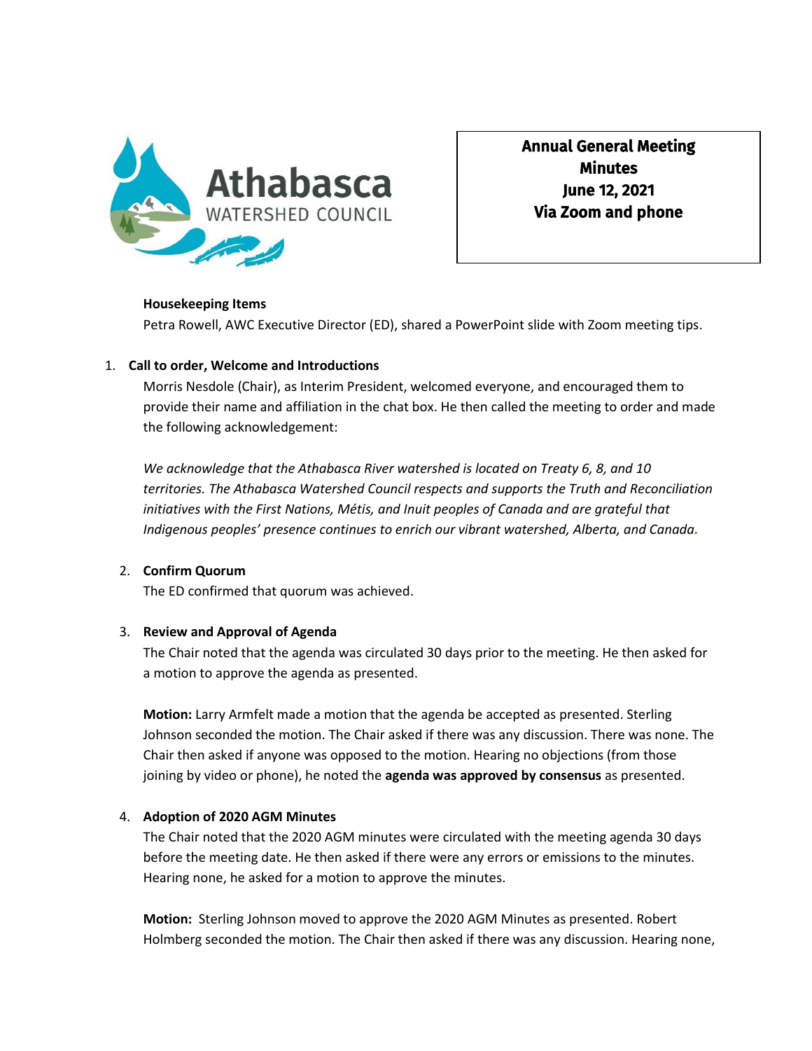**Athabasca WATERSHED COUNCIL**

**Annual General Meeting Minutes**
**June 12, 2021**
**Via Zoom and phone**

**Housekeeping Items**

Petra Rowell, AWC Executive Director (ED), shared a PowerPoint slide with Zoom meeting tips.

1. **Call to order, Welcome and Introductions**

   Morris Nesdole (Chair), as Interim President, welcomed everyone, and encouraged them to provide their name and affiliation in the chat box. He then called the meeting to order and made the following acknowledgement:

   *We acknowledge that the Athabasca River watershed is located on Treaty 6, 8, and 10 territories. The Athabasca Watershed Council respects and supports the Truth and Reconciliation initiatives with the First Nations, Métis, and Inuit peoples of Canada and are grateful that Indigenous peoples' presence continues to enrich our vibrant watershed, Alberta, and Canada.*

2. **Confirm Quorum**

   The ED confirmed that quorum was achieved.

3. **Review and Approval of Agenda**

   The Chair noted that the agenda was circulated 30 days prior to the meeting. He then asked for a motion to approve the agenda as presented.

   **Motion:** Larry Armfelt made a motion that the agenda be accepted as presented. Sterling Johnson seconded the motion. The Chair asked if there was any discussion. There was none. The Chair then asked if anyone was opposed to the motion. Hearing no objections (from those joining by video or phone), he noted the **agenda was approved by consensus** as presented.

4. **Adoption of 2020 AGM Minutes**

   The Chair noted that the 2020 AGM minutes were circulated with the meeting agenda 30 days before the meeting date. He then asked if there were any errors or emissions to the minutes. Hearing none, he asked for a motion to approve the minutes.

   **Motion:** Sterling Johnson moved to approve the 2020 AGM Minutes as presented. Robert Holmberg seconded the motion. The Chair then asked if there was any discussion. Hearing none,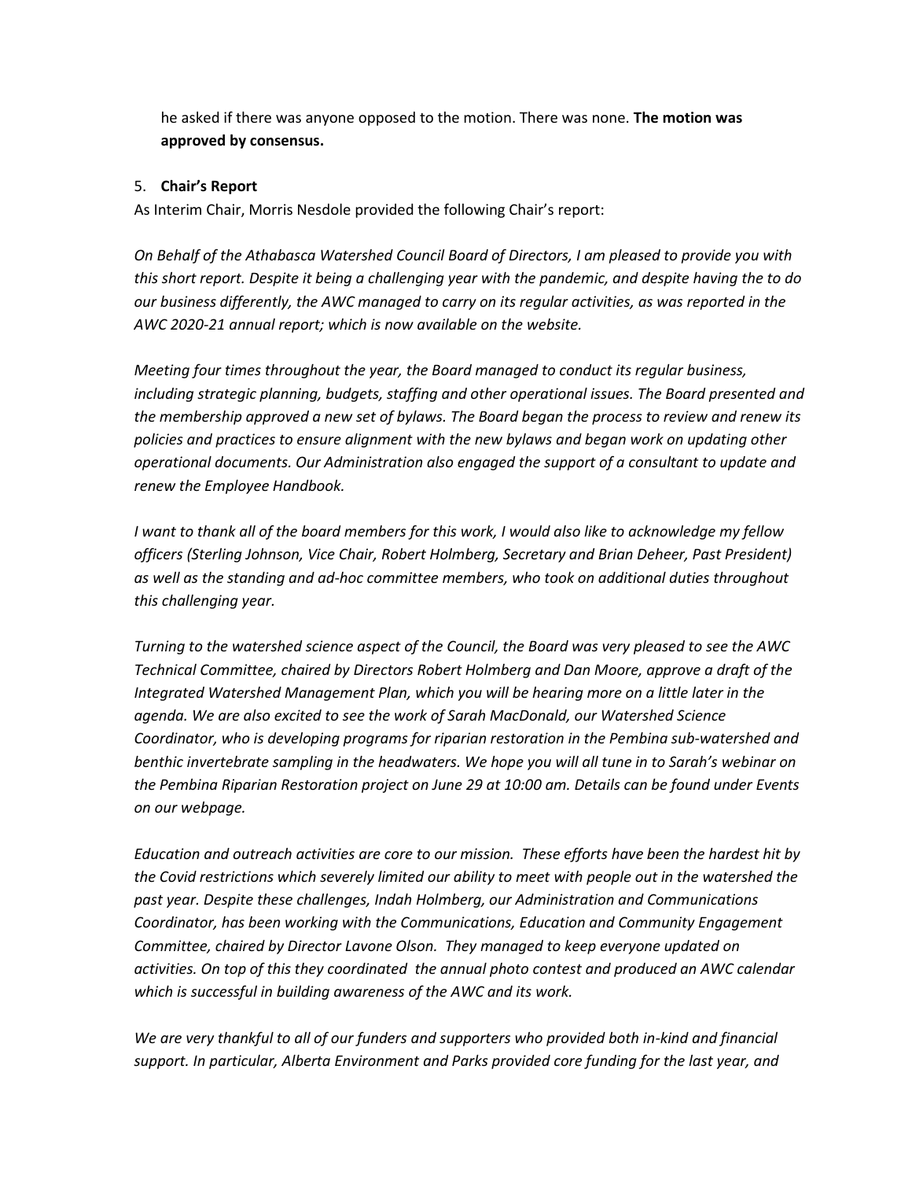he asked if there was anyone opposed to the motion. There was none. **The motion was approved by consensus.**

5. **Chair's Report**

As Interim Chair, Morris Nesdole provided the following Chair's report:

*On Behalf of the Athabasca Watershed Council Board of Directors, I am pleased to provide you with this short report. Despite it being a challenging year with the pandemic, and despite having the to do our business differently, the AWC managed to carry on its regular activities, as was reported in the AWC 2020-21 annual report; which is now available on the website.*

*Meeting four times throughout the year, the Board managed to conduct its regular business, including strategic planning, budgets, staffing and other operational issues. The Board presented and the membership approved a new set of bylaws. The Board began the process to review and renew its policies and practices to ensure alignment with the new bylaws and began work on updating other operational documents. Our Administration also engaged the support of a consultant to update and renew the Employee Handbook.*

*I want to thank all of the board members for this work, I would also like to acknowledge my fellow officers (Sterling Johnson, Vice Chair, Robert Holmberg, Secretary and Brian Deheer, Past President) as well as the standing and ad-hoc committee members, who took on additional duties throughout this challenging year.*

*Turning to the watershed science aspect of the Council, the Board was very pleased to see the AWC Technical Committee, chaired by Directors Robert Holmberg and Dan Moore, approve a draft of the Integrated Watershed Management Plan, which you will be hearing more on a little later in the agenda. We are also excited to see the work of Sarah MacDonald, our Watershed Science Coordinator, who is developing programs for riparian restoration in the Pembina sub-watershed and benthic invertebrate sampling in the headwaters. We hope you will all tune in to Sarah's webinar on the Pembina Riparian Restoration project on June 29 at 10:00 am. Details can be found under Events on our webpage.*

*Education and outreach activities are core to our mission. These efforts have been the hardest hit by the Covid restrictions which severely limited our ability to meet with people out in the watershed the past year. Despite these challenges, Indah Holmberg, our Administration and Communications Coordinator, has been working with the Communications, Education and Community Engagement Committee, chaired by Director Lavone Olson. They managed to keep everyone updated on activities. On top of this they coordinated the annual photo contest and produced an AWC calendar which is successful in building awareness of the AWC and its work.*

*We are very thankful to all of our funders and supporters who provided both in-kind and financial support. In particular, Alberta Environment and Parks provided core funding for the last year, and*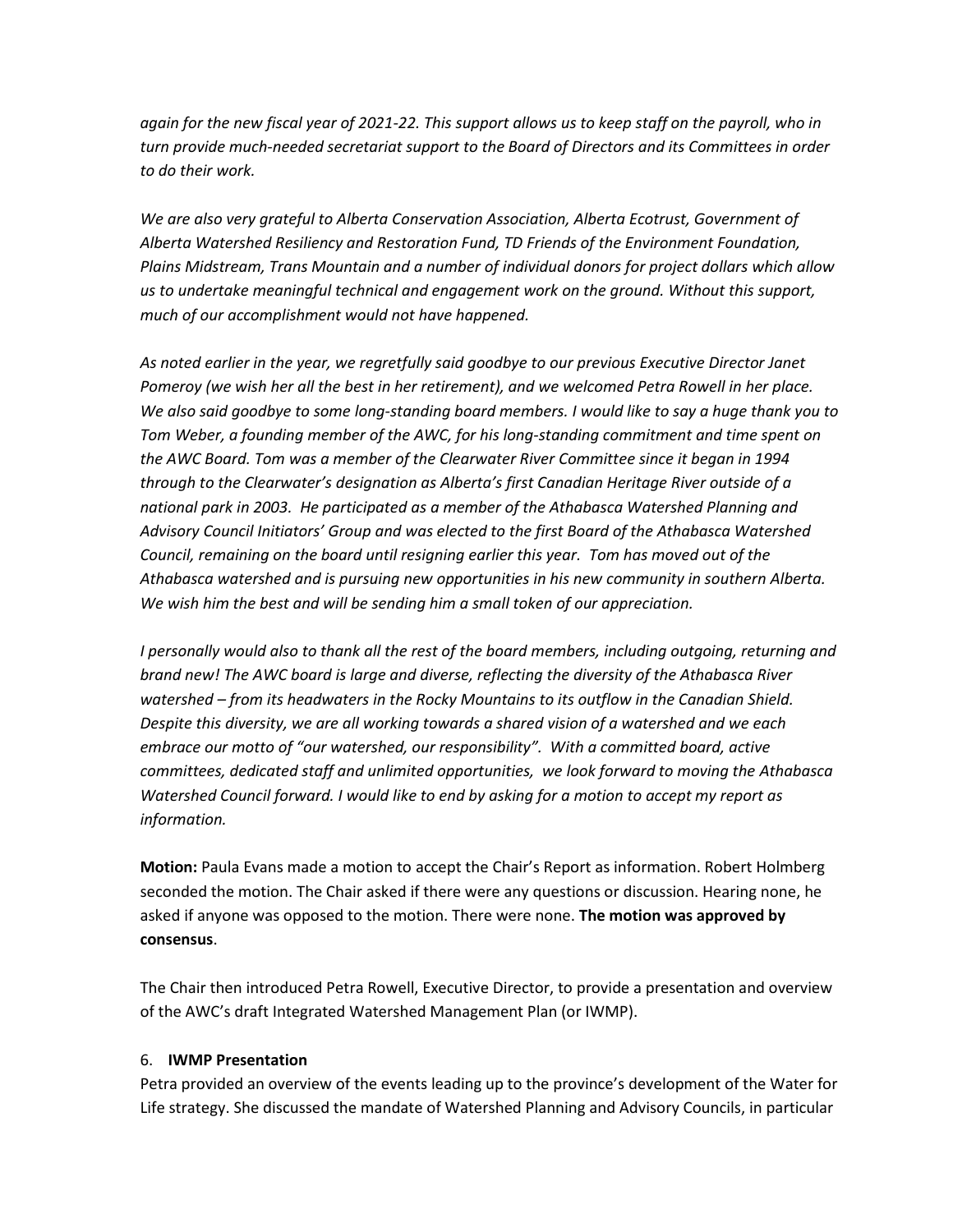*again for the new fiscal year of 2021-22. This support allows us to keep staff on the payroll, who in turn provide much-needed secretariat support to the Board of Directors and its Committees in order to do their work.*

*We are also very grateful to Alberta Conservation Association, Alberta Ecotrust, Government of Alberta Watershed Resiliency and Restoration Fund, TD Friends of the Environment Foundation, Plains Midstream, Trans Mountain and a number of individual donors for project dollars which allow us to undertake meaningful technical and engagement work on the ground. Without this support, much of our accomplishment would not have happened.*

*As noted earlier in the year, we regretfully said goodbye to our previous Executive Director Janet Pomeroy (we wish her all the best in her retirement), and we welcomed Petra Rowell in her place. We also said goodbye to some long-standing board members. I would like to say a huge thank you to Tom Weber, a founding member of the AWC, for his long-standing commitment and time spent on the AWC Board. Tom was a member of the Clearwater River Committee since it began in 1994 through to the Clearwater's designation as Alberta's first Canadian Heritage River outside of a national park in 2003. He participated as a member of the Athabasca Watershed Planning and Advisory Council Initiators' Group and was elected to the first Board of the Athabasca Watershed Council, remaining on the board until resigning earlier this year. Tom has moved out of the Athabasca watershed and is pursuing new opportunities in his new community in southern Alberta. We wish him the best and will be sending him a small token of our appreciation.*

*I personally would also to thank all the rest of the board members, including outgoing, returning and brand new! The AWC board is large and diverse, reflecting the diversity of the Athabasca River watershed – from its headwaters in the Rocky Mountains to its outflow in the Canadian Shield. Despite this diversity, we are all working towards a shared vision of a watershed and we each embrace our motto of "our watershed, our responsibility". With a committed board, active committees, dedicated staff and unlimited opportunities, we look forward to moving the Athabasca Watershed Council forward. I would like to end by asking for a motion to accept my report as information.*

**Motion:** Paula Evans made a motion to accept the Chair's Report as information. Robert Holmberg seconded the motion. The Chair asked if there were any questions or discussion. Hearing none, he asked if anyone was opposed to the motion. There were none. **The motion was approved by consensus**.

The Chair then introduced Petra Rowell, Executive Director, to provide a presentation and overview of the AWC's draft Integrated Watershed Management Plan (or IWMP).

6. **IWMP Presentation**

Petra provided an overview of the events leading up to the province's development of the Water for Life strategy. She discussed the mandate of Watershed Planning and Advisory Councils, in particular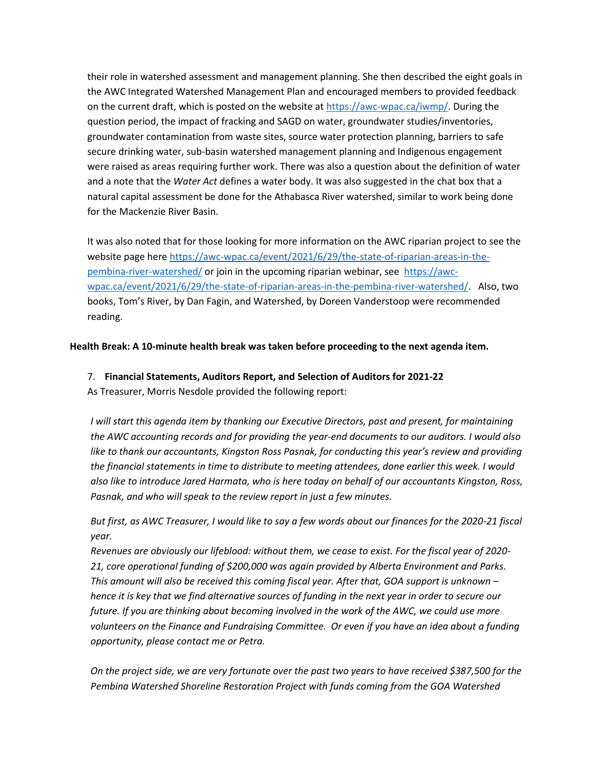their role in watershed assessment and management planning. She then described the eight goals in the AWC Integrated Watershed Management Plan and encouraged members to provided feedback on the current draft, which is posted on the website at https://awc-wpac.ca/iwmp/. During the question period, the impact of fracking and SAGD on water, groundwater studies/inventories, groundwater contamination from waste sites, source water protection planning, barriers to safe secure drinking water, sub-basin watershed management planning and Indigenous engagement were raised as areas requiring further work. There was also a question about the definition of water and a note that the *Water Act* defines a water body. It was also suggested in the chat box that a natural capital assessment be done for the Athabasca River watershed, similar to work being done for the Mackenzie River Basin.

It was also noted that for those looking for more information on the AWC riparian project to see the website page here https://awc-wpac.ca/event/2021/6/29/the-state-of-riparian-areas-in-the-pembina-river-watershed/ or join in the upcoming riparian webinar, see https://awc-wpac.ca/event/2021/6/29/the-state-of-riparian-areas-in-the-pembina-river-watershed/. Also, two books, Tom's River, by Dan Fagin, and Watershed, by Doreen Vanderstoop were recommended reading.

**Health Break: A 10-minute health break was taken before proceeding to the next agenda item.**

7. **Financial Statements, Auditors Report, and Selection of Auditors for 2021-22**

As Treasurer, Morris Nesdole provided the following report:

*I will start this agenda item by thanking our Executive Directors, past and present, for maintaining the AWC accounting records and for providing the year-end documents to our auditors. I would also like to thank our accountants, Kingston Ross Pasnak, for conducting this year's review and providing the financial statements in time to distribute to meeting attendees, done earlier this week. I would also like to introduce Jared Harmata, who is here today on behalf of our accountants Kingston, Ross, Pasnak, and who will speak to the review report in just a few minutes.*

*But first, as AWC Treasurer, I would like to say a few words about our finances for the 2020-21 fiscal year.*

*Revenues are obviously our lifeblood: without them, we cease to exist. For the fiscal year of 2020-21, core operational funding of $200,000 was again provided by Alberta Environment and Parks. This amount will also be received this coming fiscal year. After that, GOA support is unknown – hence it is key that we find alternative sources of funding in the next year in order to secure our future. If you are thinking about becoming involved in the work of the AWC, we could use more volunteers on the Finance and Fundraising Committee. Or even if you have an idea about a funding opportunity, please contact me or Petra.*

*On the project side, we are very fortunate over the past two years to have received $387,500 for the Pembina Watershed Shoreline Restoration Project with funds coming from the GOA Watershed*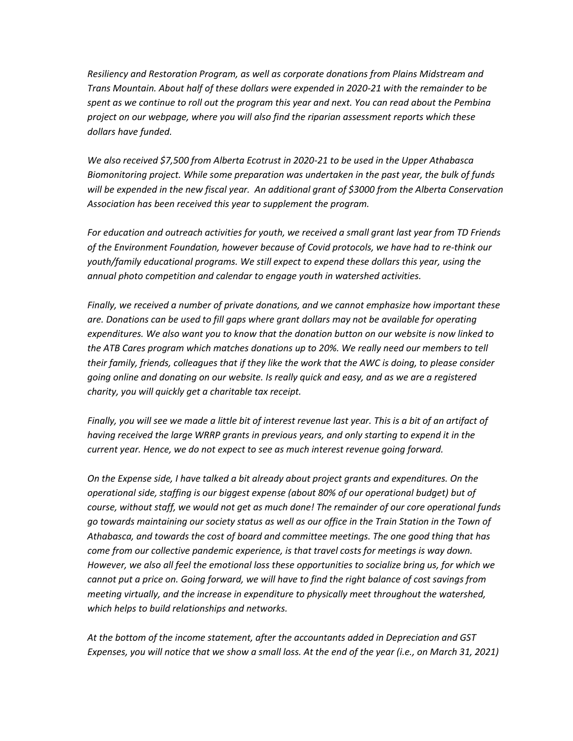*Resiliency and Restoration Program, as well as corporate donations from Plains Midstream and Trans Mountain. About half of these dollars were expended in 2020-21 with the remainder to be spent as we continue to roll out the program this year and next. You can read about the Pembina project on our webpage, where you will also find the riparian assessment reports which these dollars have funded.*

*We also received $7,500 from Alberta Ecotrust in 2020-21 to be used in the Upper Athabasca Biomonitoring project. While some preparation was undertaken in the past year, the bulk of funds will be expended in the new fiscal year. An additional grant of $3000 from the Alberta Conservation Association has been received this year to supplement the program.*

*For education and outreach activities for youth, we received a small grant last year from TD Friends of the Environment Foundation, however because of Covid protocols, we have had to re-think our youth/family educational programs. We still expect to expend these dollars this year, using the annual photo competition and calendar to engage youth in watershed activities.*

*Finally, we received a number of private donations, and we cannot emphasize how important these are. Donations can be used to fill gaps where grant dollars may not be available for operating expenditures. We also want you to know that the donation button on our website is now linked to the ATB Cares program which matches donations up to 20%. We really need our members to tell their family, friends, colleagues that if they like the work that the AWC is doing, to please consider going online and donating on our website. Is really quick and easy, and as we are a registered charity, you will quickly get a charitable tax receipt.*

*Finally, you will see we made a little bit of interest revenue last year. This is a bit of an artifact of having received the large WRRP grants in previous years, and only starting to expend it in the current year. Hence, we do not expect to see as much interest revenue going forward.*

*On the Expense side, I have talked a bit already about project grants and expenditures. On the operational side, staffing is our biggest expense (about 80% of our operational budget) but of course, without staff, we would not get as much done! The remainder of our core operational funds go towards maintaining our society status as well as our office in the Train Station in the Town of Athabasca, and towards the cost of board and committee meetings. The one good thing that has come from our collective pandemic experience, is that travel costs for meetings is way down. However, we also all feel the emotional loss these opportunities to socialize bring us, for which we cannot put a price on. Going forward, we will have to find the right balance of cost savings from meeting virtually, and the increase in expenditure to physically meet throughout the watershed, which helps to build relationships and networks.*

*At the bottom of the income statement, after the accountants added in Depreciation and GST Expenses, you will notice that we show a small loss. At the end of the year (i.e., on March 31, 2021)*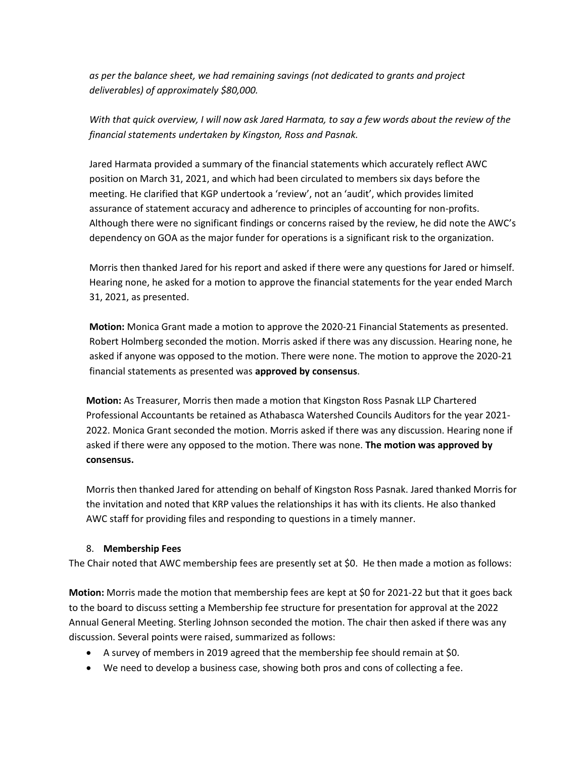*as per the balance sheet, we had remaining savings (not dedicated to grants and project deliverables) of approximately $80,000.*

*With that quick overview, I will now ask Jared Harmata, to say a few words about the review of the financial statements undertaken by Kingston, Ross and Pasnak.*

Jared Harmata provided a summary of the financial statements which accurately reflect AWC position on March 31, 2021, and which had been circulated to members six days before the meeting. He clarified that KGP undertook a 'review', not an 'audit', which provides limited assurance of statement accuracy and adherence to principles of accounting for non-profits. Although there were no significant findings or concerns raised by the review, he did note the AWC's dependency on GOA as the major funder for operations is a significant risk to the organization.

Morris then thanked Jared for his report and asked if there were any questions for Jared or himself. Hearing none, he asked for a motion to approve the financial statements for the year ended March 31, 2021, as presented.

**Motion:** Monica Grant made a motion to approve the 2020-21 Financial Statements as presented. Robert Holmberg seconded the motion. Morris asked if there was any discussion. Hearing none, he asked if anyone was opposed to the motion. There were none. The motion to approve the 2020-21 financial statements as presented was **approved by consensus**.

**Motion:** As Treasurer, Morris then made a motion that Kingston Ross Pasnak LLP Chartered Professional Accountants be retained as Athabasca Watershed Councils Auditors for the year 2021-2022. Monica Grant seconded the motion. Morris asked if there was any discussion. Hearing none if asked if there were any opposed to the motion. There was none. **The motion was approved by consensus.**

Morris then thanked Jared for attending on behalf of Kingston Ross Pasnak. Jared thanked Morris for the invitation and noted that KRP values the relationships it has with its clients. He also thanked AWC staff for providing files and responding to questions in a timely manner.

8. **Membership Fees**

The Chair noted that AWC membership fees are presently set at $0. He then made a motion as follows:

**Motion:** Morris made the motion that membership fees are kept at $0 for 2021-22 but that it goes back to the board to discuss setting a Membership fee structure for presentation for approval at the 2022 Annual General Meeting. Sterling Johnson seconded the motion. The chair then asked if there was any discussion. Several points were raised, summarized as follows:

- A survey of members in 2019 agreed that the membership fee should remain at $0.
- We need to develop a business case, showing both pros and cons of collecting a fee.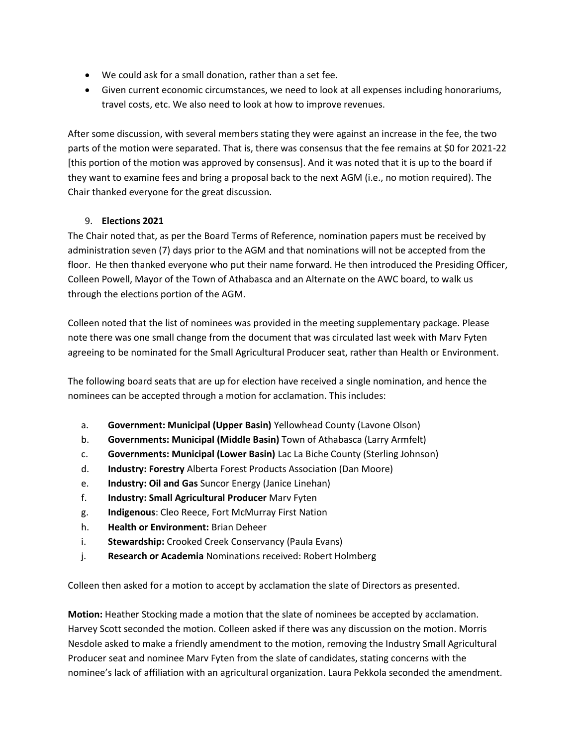- We could ask for a small donation, rather than a set fee.
- Given current economic circumstances, we need to look at all expenses including honorariums, travel costs, etc. We also need to look at how to improve revenues.

After some discussion, with several members stating they were against an increase in the fee, the two parts of the motion were separated. That is, there was consensus that the fee remains at $0 for 2021-22 [this portion of the motion was approved by consensus]. And it was noted that it is up to the board if they want to examine fees and bring a proposal back to the next AGM (i.e., no motion required). The Chair thanked everyone for the great discussion.

9. **Elections 2021**

The Chair noted that, as per the Board Terms of Reference, nomination papers must be received by administration seven (7) days prior to the AGM and that nominations will not be accepted from the floor. He then thanked everyone who put their name forward. He then introduced the Presiding Officer, Colleen Powell, Mayor of the Town of Athabasca and an Alternate on the AWC board, to walk us through the elections portion of the AGM.

Colleen noted that the list of nominees was provided in the meeting supplementary package. Please note there was one small change from the document that was circulated last week with Marv Fyten agreeing to be nominated for the Small Agricultural Producer seat, rather than Health or Environment.

The following board seats that are up for election have received a single nomination, and hence the nominees can be accepted through a motion for acclamation. This includes:

a. **Government: Municipal (Upper Basin)** Yellowhead County (Lavone Olson)
b. **Governments: Municipal (Middle Basin)** Town of Athabasca (Larry Armfelt)
c. **Governments: Municipal (Lower Basin)** Lac La Biche County (Sterling Johnson)
d. **Industry: Forestry** Alberta Forest Products Association (Dan Moore)
e. **Industry: Oil and Gas** Suncor Energy (Janice Linehan)
f. **Industry: Small Agricultural Producer** Marv Fyten
g. **Indigenous**: Cleo Reece, Fort McMurray First Nation
h. **Health or Environment:** Brian Deheer
i. **Stewardship:** Crooked Creek Conservancy (Paula Evans)
j. **Research or Academia** Nominations received: Robert Holmberg

Colleen then asked for a motion to accept by acclamation the slate of Directors as presented.

**Motion:** Heather Stocking made a motion that the slate of nominees be accepted by acclamation. Harvey Scott seconded the motion. Colleen asked if there was any discussion on the motion. Morris Nesdole asked to make a friendly amendment to the motion, removing the Industry Small Agricultural Producer seat and nominee Marv Fyten from the slate of candidates, stating concerns with the nominee's lack of affiliation with an agricultural organization. Laura Pekkola seconded the amendment.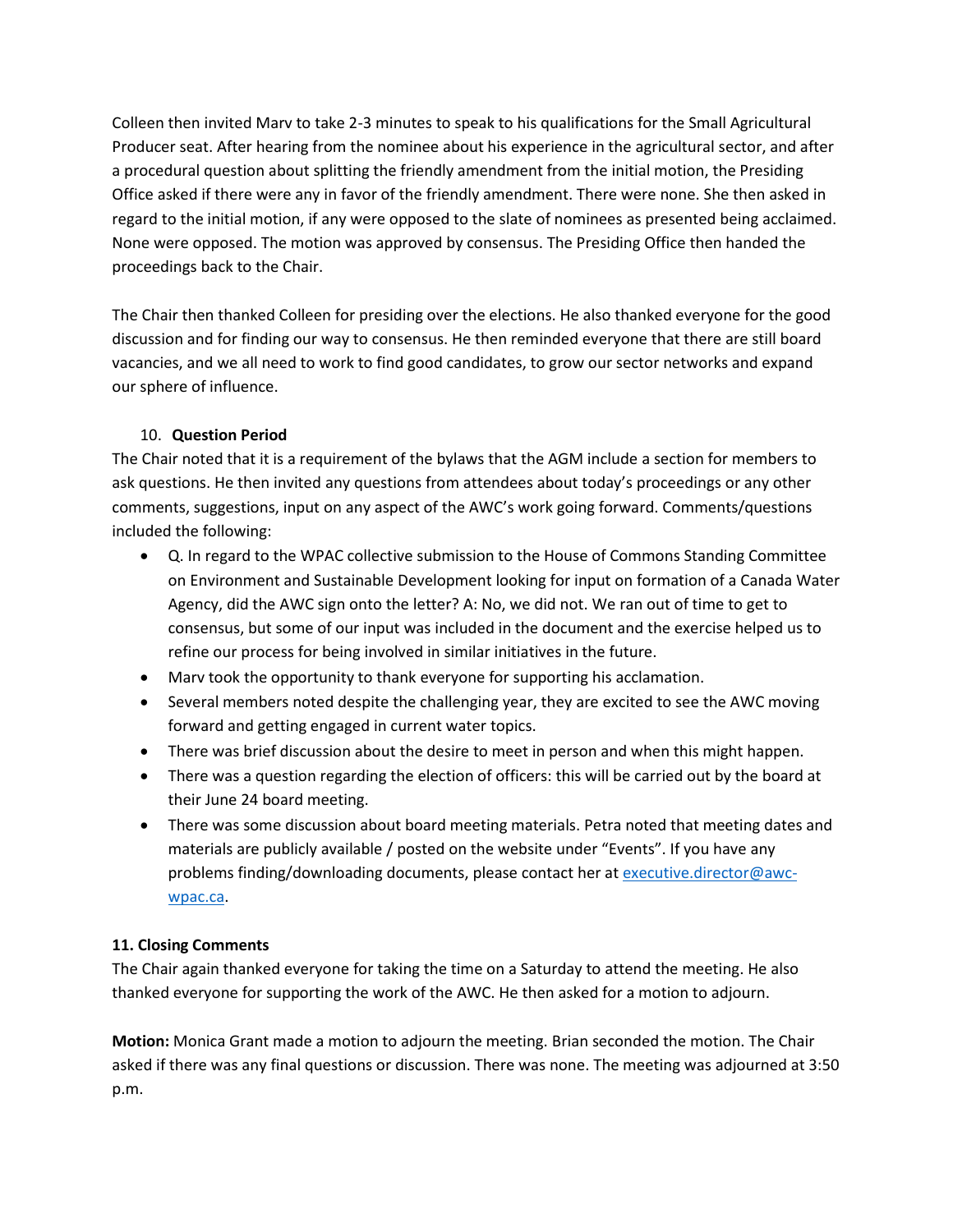Colleen then invited Marv to take 2-3 minutes to speak to his qualifications for the Small Agricultural Producer seat. After hearing from the nominee about his experience in the agricultural sector, and after a procedural question about splitting the friendly amendment from the initial motion, the Presiding Office asked if there were any in favor of the friendly amendment. There were none. She then asked in regard to the initial motion, if any were opposed to the slate of nominees as presented being acclaimed. None were opposed. The motion was approved by consensus. The Presiding Office then handed the proceedings back to the Chair.

The Chair then thanked Colleen for presiding over the elections. He also thanked everyone for the good discussion and for finding our way to consensus. He then reminded everyone that there are still board vacancies, and we all need to work to find good candidates, to grow our sector networks and expand our sphere of influence.

10. **Question Period**

The Chair noted that it is a requirement of the bylaws that the AGM include a section for members to ask questions. He then invited any questions from attendees about today's proceedings or any other comments, suggestions, input on any aspect of the AWC's work going forward. Comments/questions included the following:

- Q. In regard to the WPAC collective submission to the House of Commons Standing Committee on Environment and Sustainable Development looking for input on formation of a Canada Water Agency, did the AWC sign onto the letter? A: No, we did not. We ran out of time to get to consensus, but some of our input was included in the document and the exercise helped us to refine our process for being involved in similar initiatives in the future.
- Marv took the opportunity to thank everyone for supporting his acclamation.
- Several members noted despite the challenging year, they are excited to see the AWC moving forward and getting engaged in current water topics.
- There was brief discussion about the desire to meet in person and when this might happen.
- There was a question regarding the election of officers: this will be carried out by the board at their June 24 board meeting.
- There was some discussion about board meeting materials. Petra noted that meeting dates and materials are publicly available / posted on the website under "Events". If you have any problems finding/downloading documents, please contact her at executive.director@awc-wpac.ca.

**11. Closing Comments**

The Chair again thanked everyone for taking the time on a Saturday to attend the meeting. He also thanked everyone for supporting the work of the AWC. He then asked for a motion to adjourn.

**Motion:** Monica Grant made a motion to adjourn the meeting. Brian seconded the motion. The Chair asked if there was any final questions or discussion. There was none. The meeting was adjourned at 3:50 p.m.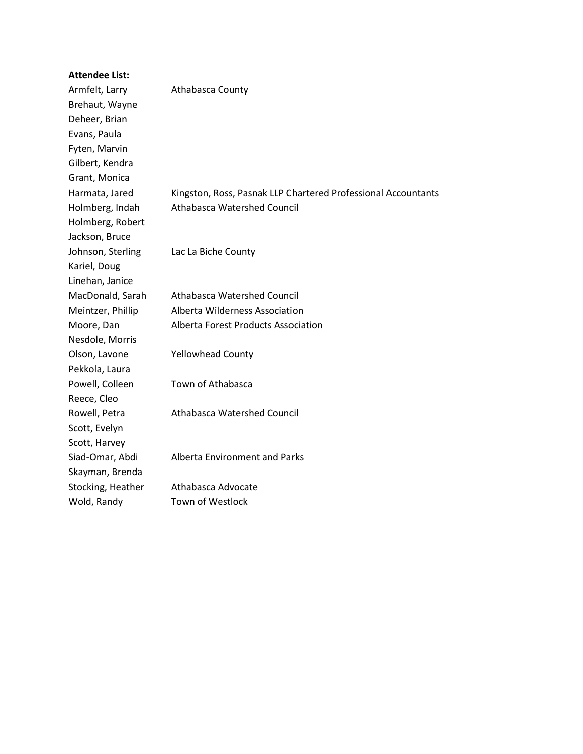**Attendee List:**

| | |
|---|---|
| Armfelt, Larry | Athabasca County |
| Brehaut, Wayne | |
| Deheer, Brian | |
| Evans, Paula | |
| Fyten, Marvin | |
| Gilbert, Kendra | |
| Grant, Monica | |
| Harmata, Jared | Kingston, Ross, Pasnak LLP Chartered Professional Accountants |
| Holmberg, Indah | Athabasca Watershed Council |
| Holmberg, Robert | |
| Jackson, Bruce | |
| Johnson, Sterling | Lac La Biche County |
| Kariel, Doug | |
| Linehan, Janice | |
| MacDonald, Sarah | Athabasca Watershed Council |
| Meintzer, Phillip | Alberta Wilderness Association |
| Moore, Dan | Alberta Forest Products Association |
| Nesdole, Morris | |
| Olson, Lavone | Yellowhead County |
| Pekkola, Laura | |
| Powell, Colleen | Town of Athabasca |
| Reece, Cleo | |
| Rowell, Petra | Athabasca Watershed Council |
| Scott, Evelyn | |
| Scott, Harvey | |
| Siad-Omar, Abdi | Alberta Environment and Parks |
| Skayman, Brenda | |
| Stocking, Heather | Athabasca Advocate |
| Wold, Randy | Town of Westlock |